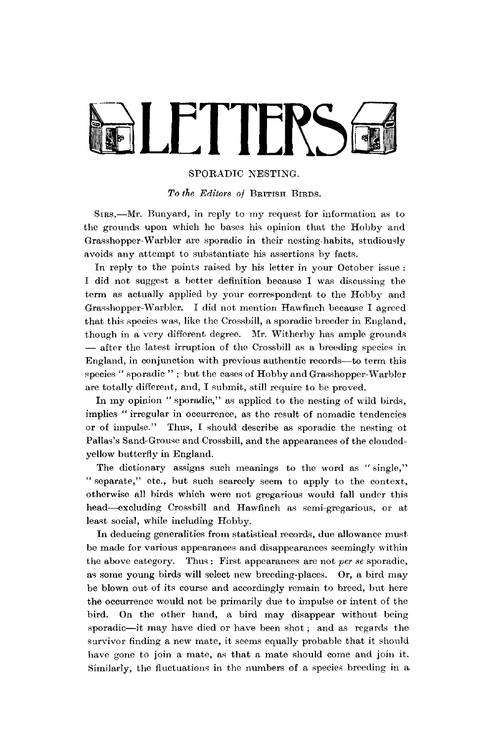# LETTERS

## SPORADIC NESTING.

*To the Editors of* BRITISH BIRDS.

SIRS,—Mr. Bunyard, in reply to my request for information as to the grounds upon which he bases his opinion that the Hobby and Grasshopper-Warbler are sporadic in their nesting-habits, studiously avoids any attempt to substantiate his assertions by facts.

In reply to the points raised by his letter in your October issue: I did not suggest a better definition because I was discussing the term as actually applied by your correspondent to the Hobby and Grasshopper-Warbler. I did not mention Hawfinch because I agreed that this species was, like the Crossbill, a sporadic breeder in England, though in a very different degree. Mr. Witherby has ample grounds — after the latest irruption of the Crossbill as a breeding species in England, in conjunction with previous authentic records—to term this species "sporadic"; but the cases of Hobby and Grasshopper-Warbler are totally different, and, I submit, still require to be proved.

In my opinion "sporadic," as applied to the nesting of wild birds, implies "irregular in occurrence, as the result of nomadic tendencies or of impulse." Thus, I should describe as sporadic the nesting of Pallas's Sand-Grouse and Crossbill, and the appearances of the clouded-yellow butterfly in England.

The dictionary assigns such meanings to the word as "single," "separate," etc., but such scarcely seem to apply to the context, otherwise all birds which were not gregarious would fall under this head—excluding Crossbill and Hawfinch as semi-gregarious, or at least social, while including Hobby.

In deducing generalities from statistical records, due allowance must be made for various appearances and disappearances seemingly within the above category. Thus: First appearances are not *per se* sporadic, as some young birds will select new breeding-places. Or, a bird may be blown out of its course and accordingly remain to breed, but here the occurrence would not be primarily due to impulse or intent of the bird. On the other hand, a bird may disappear without being sporadic—it may have died or have been shot; and as regards the survivor finding a new mate, it seems equally probable that it should have gone to join a mate, as that a mate should come and join it. Similarly, the fluctuations in the numbers of a species breeding in a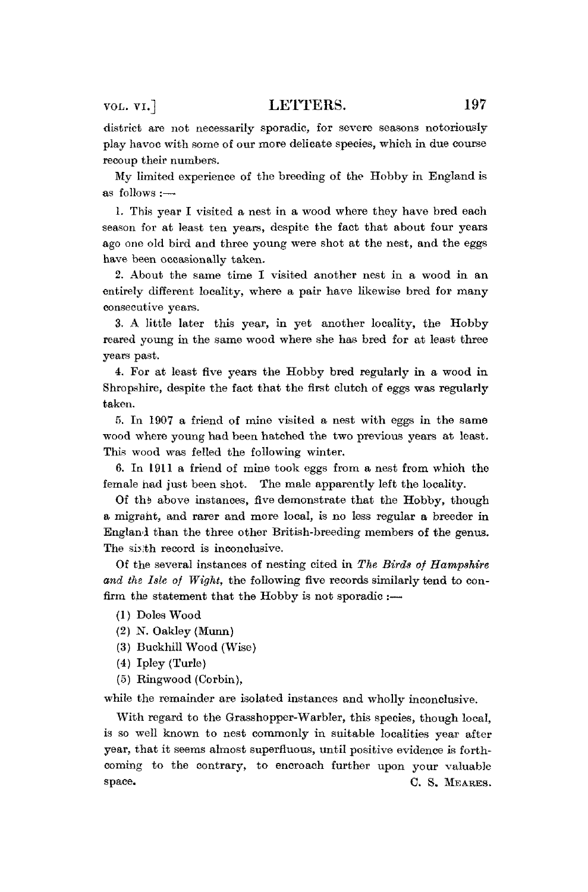district are not necessarily sporadic, for severe seasons notoriously play havoc with some of our more delicate species, which in due course recoup their numbers.

My limited experience of the breeding of the Hobby in England is as follows :—

1. This year I visited a nest in a wood where they have bred each season for at least ten years, despite the fact that about four years ago one old bird and three young were shot at the nest, and the eggs have been occasionally taken.

2. About the same time I visited another nest in a wood in an entirely different locality, where a pair have likewise bred for many consecutive years.

3. A little later this year, in yet another locality, the Hobby reared young in the same wood where she has bred for at least three years past.

4. For at least five years the Hobby bred regularly in a wood in Shropshire, despite the fact that the first clutch of eggs was regularly taken.

5. In 1907 a friend of mine visited a nest with eggs in the same wood where young had been hatched the two previous years at least. This wood was felled the following winter.

6. In 1911 a friend of mine took eggs from a nest from which the female had just been shot. The male apparently left the locality.

Of the above instances, five demonstrate that the Hobby, though a migrant, and rarer and more local, is no less regular a breeder in England than the three other British-breeding members of the genus. The sixth record is inconclusive.

Of the several instances of nesting cited in *The Birds of Hampshire and the Isle of Wight*, the following five records similarly tend to confirm the statement that the Hobby is not sporadic :—

(1) Doles Wood
(2) N. Oakley (Munn)
(3) Buckhill Wood (Wise)
(4) Ipley (Turle)
(5) Ringwood (Corbin),

while the remainder are isolated instances and wholly inconclusive.

With regard to the Grasshopper-Warbler, this species, though local, is so well known to nest commonly in suitable localities year after year, that it seems almost superfluous, until positive evidence is forthcoming to the contrary, to encroach further upon your valuable space.

C. S. Meares.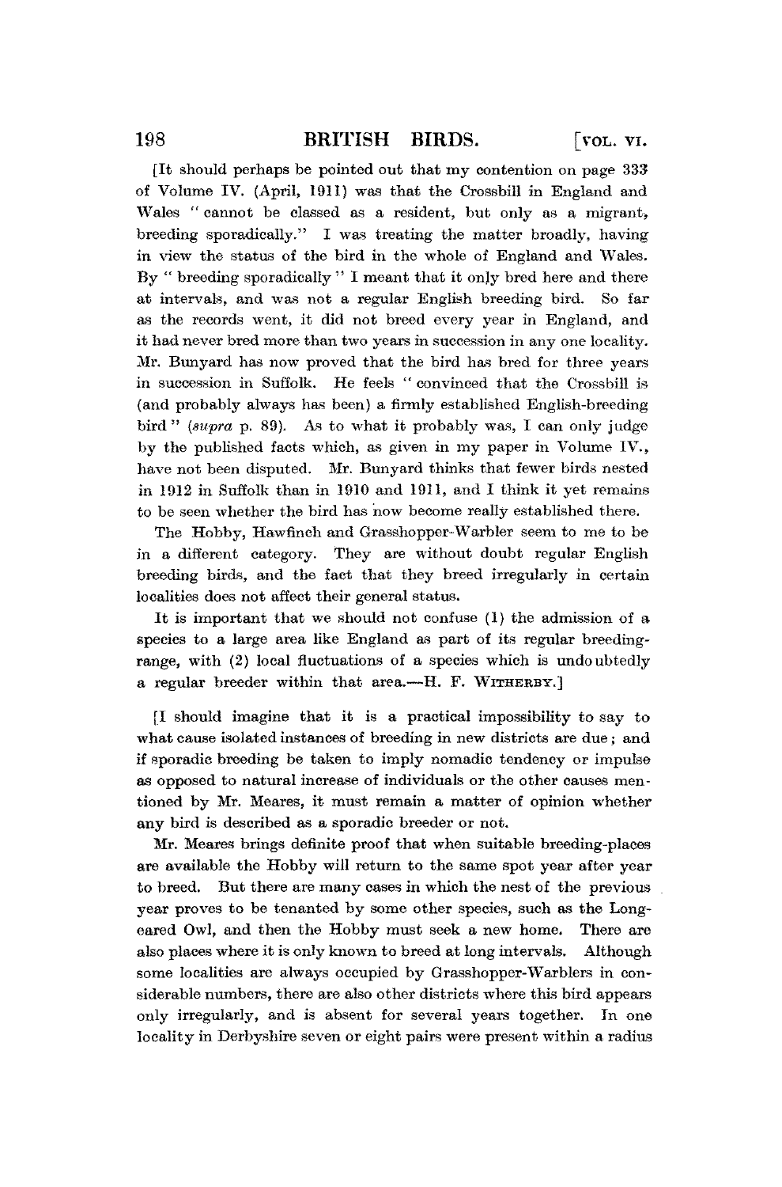[It should perhaps be pointed out that my contention on page 333 of Volume IV. (April, 1911) was that the Crossbill in England and Wales "cannot be classed as a resident, but only as a migrant, breeding sporadically." I was treating the matter broadly, having in view the status of the bird in the whole of England and Wales. By "breeding sporadically" I meant that it only bred here and there at intervals, and was not a regular English breeding bird. So far as the records went, it did not breed every year in England, and it had never bred more than two years in succession in any one locality. Mr. Bunyard has now proved that the bird has bred for three years in succession in Suffolk. He feels "convinced that the Crossbill is (and probably always has been) a firmly established English-breeding bird" (*supra* p. 89). As to what it probably was, I can only judge by the published facts which, as given in my paper in Volume IV., have not been disputed. Mr. Bunyard thinks that fewer birds nested in 1912 in Suffolk than in 1910 and 1911, and I think it yet remains to be seen whether the bird has now become really established there.

The Hobby, Hawfinch and Grasshopper-Warbler seem to me to be in a different category. They are without doubt regular English breeding birds, and the fact that they breed irregularly in certain localities does not affect their general status.

It is important that we should not confuse (1) the admission of a species to a large area like England as part of its regular breeding-range, with (2) local fluctuations of a species which is undoubtedly a regular breeder within that area.—H. F. WITHERBY.]

[I should imagine that it is a practical impossibility to say to what cause isolated instances of breeding in new districts are due; and if sporadic breeding be taken to imply nomadic tendency or impulse as opposed to natural increase of individuals or the other causes mentioned by Mr. Meares, it must remain a matter of opinion whether any bird is described as a sporadic breeder or not.

Mr. Meares brings definite proof that when suitable breeding-places are available the Hobby will return to the same spot year after year to breed. But there are many cases in which the nest of the previous year proves to be tenanted by some other species, such as the Long-eared Owl, and then the Hobby must seek a new home. There are also places where it is only known to breed at long intervals. Although some localities are always occupied by Grasshopper-Warblers in considerable numbers, there are also other districts where this bird appears only irregularly, and is absent for several years together. In one locality in Derbyshire seven or eight pairs were present within a radius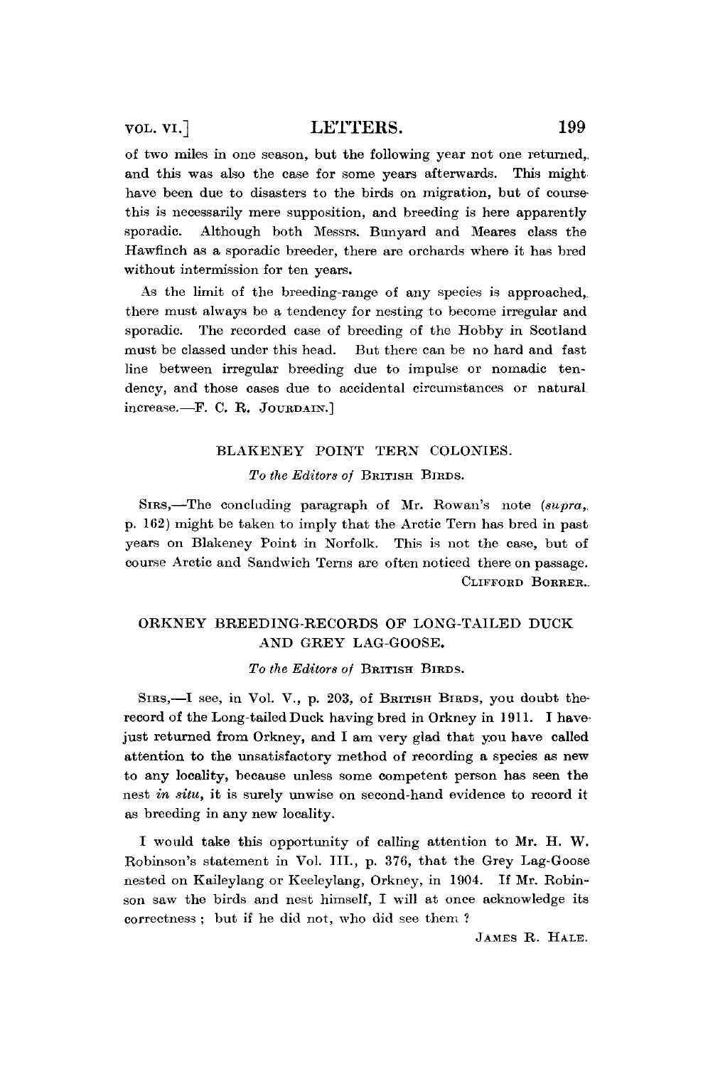of two miles in one season, but the following year not one returned, and this was also the case for some years afterwards. This might have been due to disasters to the birds on migration, but of course this is necessarily mere supposition, and breeding is here apparently sporadic. Although both Messrs. Bunyard and Meares class the Hawfinch as a sporadic breeder, there are orchards where it has bred without intermission for ten years.

As the limit of the breeding-range of any species is approached, there must always be a tendency for nesting to become irregular and sporadic. The recorded case of breeding of the Hobby in Scotland must be classed under this head. But there can be no hard and fast line between irregular breeding due to impulse or nomadic tendency, and those cases due to accidental circumstances or natural increase.—F. C. R. JOURDAIN.]

## BLAKENEY POINT TERN COLONIES.

*To the Editors of* BRITISH BIRDS.

SIRS,—The concluding paragraph of Mr. Rowan's note (*supra*, p. 162) might be taken to imply that the Arctic Tern has bred in past years on Blakeney Point in Norfolk. This is not the case, but of course Arctic and Sandwich Terns are often noticed there on passage.

CLIFFORD BORRER.

## ORKNEY BREEDING-RECORDS OF LONG-TAILED DUCK AND GREY LAG-GOOSE.

*To the Editors of* BRITISH BIRDS.

SIRS,—I see, in Vol. V., p. 203, of BRITISH BIRDS, you doubt the record of the Long-tailed Duck having bred in Orkney in 1911. I have just returned from Orkney, and I am very glad that you have called attention to the unsatisfactory method of recording a species as new to any locality, because unless some competent person has seen the nest *in situ*, it is surely unwise on second-hand evidence to record it as breeding in any new locality.

I would take this opportunity of calling attention to Mr. H. W. Robinson's statement in Vol. III., p. 376, that the Grey Lag-Goose nested on Kaileylang or Keeleylang, Orkney, in 1904. If Mr. Robinson saw the birds and nest himself, I will at once acknowledge its correctness; but if he did not, who did see them?

JAMES R. HALE.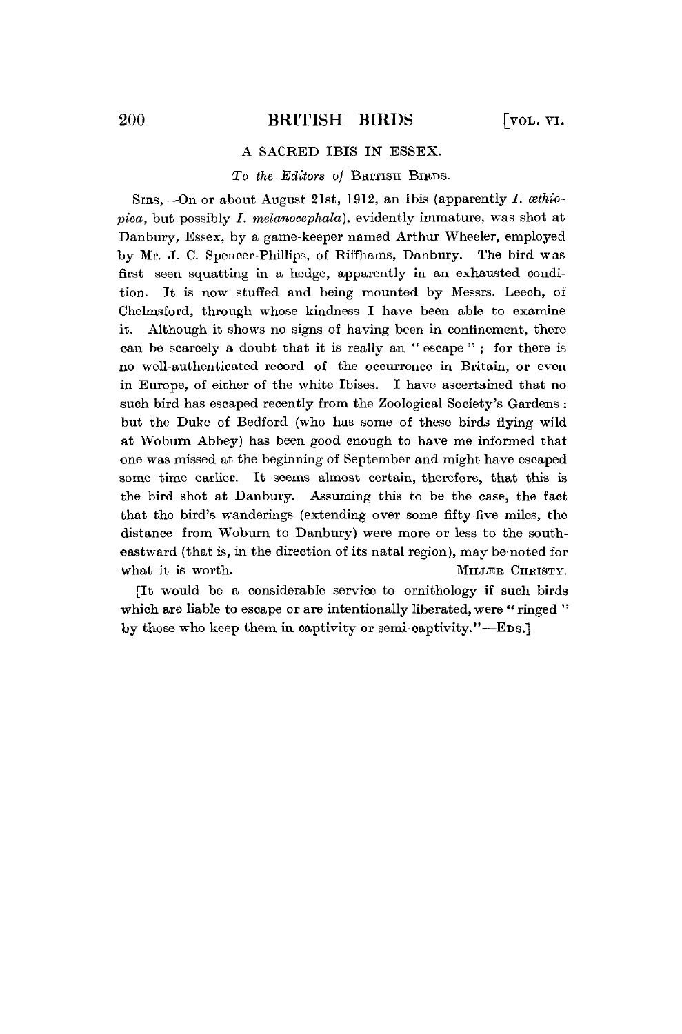## A SACRED IBIS IN ESSEX.

*To the Editors of* British Birds.

Sirs,—On or about August 21st, 1912, an Ibis (apparently *I. æthiopica*, but possibly *I. melanocephala*), evidently immature, was shot at Danbury, Essex, by a game-keeper named Arthur Wheeler, employed by Mr. J. C. Spencer-Phillips, of Riffhams, Danbury. The bird was first seen squatting in a hedge, apparently in an exhausted condition. It is now stuffed and being mounted by Messrs. Leech, of Chelmsford, through whose kindness I have been able to examine it. Although it shows no signs of having been in confinement, there can be scarcely a doubt that it is really an " escape " ; for there is no well-authenticated record of the occurrence in Britain, or even in Europe, of either of the white Ibises. I have ascertained that no such bird has escaped recently from the Zoological Society's Gardens : but the Duke of Bedford (who has some of these birds flying wild at Woburn Abbey) has been good enough to have me informed that one was missed at the beginning of September and might have escaped some time earlier. It seems almost certain, therefore, that this is the bird shot at Danbury. Assuming this to be the case, the fact that the bird's wanderings (extending over some fifty-five miles, the distance from Woburn to Danbury) were more or less to the south-eastward (that is, in the direction of its natal region), may be noted for what it is worth.

Miller Christy.

[It would be a considerable service to ornithology if such birds which are liable to escape or are intentionally liberated, were " ringed " by those who keep them in captivity or semi-captivity."—Eds.]